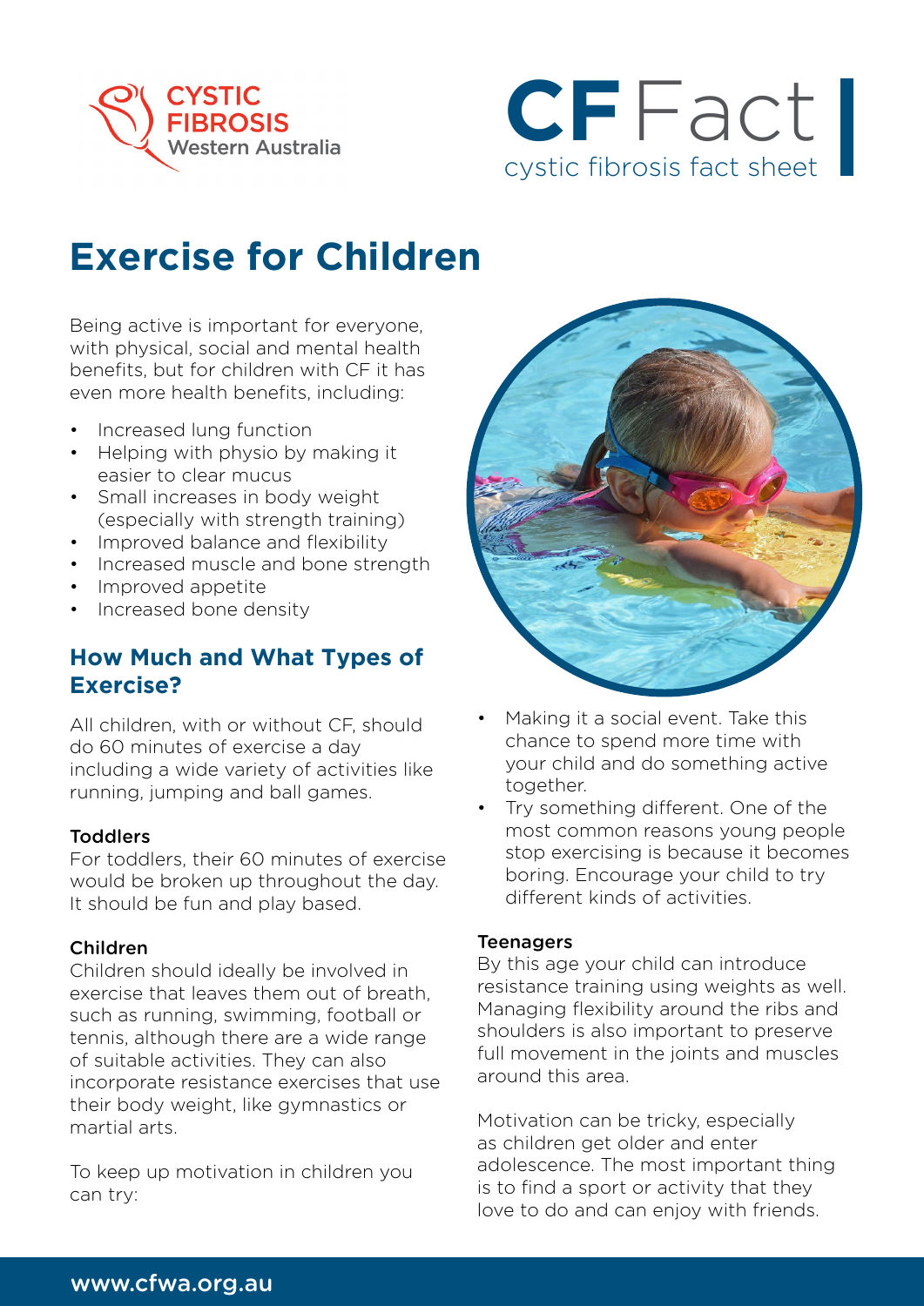CYSTIC FIBROSIS Western Australia

**CF** Fact
cystic fibrosis fact sheet

# Exercise for Children

Being active is important for everyone, with physical, social and mental health benefits, but for children with CF it has even more health benefits, including:

- Increased lung function
- Helping with physio by making it easier to clear mucus
- Small increases in body weight (especially with strength training)
- Improved balance and flexibility
- Increased muscle and bone strength
- Improved appetite
- Increased bone density

## How Much and What Types of Exercise?

All children, with or without CF, should do 60 minutes of exercise a day including a wide variety of activities like running, jumping and ball games.

### Toddlers

For toddlers, their 60 minutes of exercise would be broken up throughout the day. It should be fun and play based.

### Children

Children should ideally be involved in exercise that leaves them out of breath, such as running, swimming, football or tennis, although there are a wide range of suitable activities. They can also incorporate resistance exercises that use their body weight, like gymnastics or martial arts.

To keep up motivation in children you can try:

- Making it a social event. Take this chance to spend more time with your child and do something active together.
- Try something different. One of the most common reasons young people stop exercising is because it becomes boring. Encourage your child to try different kinds of activities.

### Teenagers

By this age your child can introduce resistance training using weights as well. Managing flexibility around the ribs and shoulders is also important to preserve full movement in the joints and muscles around this area.

Motivation can be tricky, especially as children get older and enter adolescence. The most important thing is to find a sport or activity that they love to do and can enjoy with friends.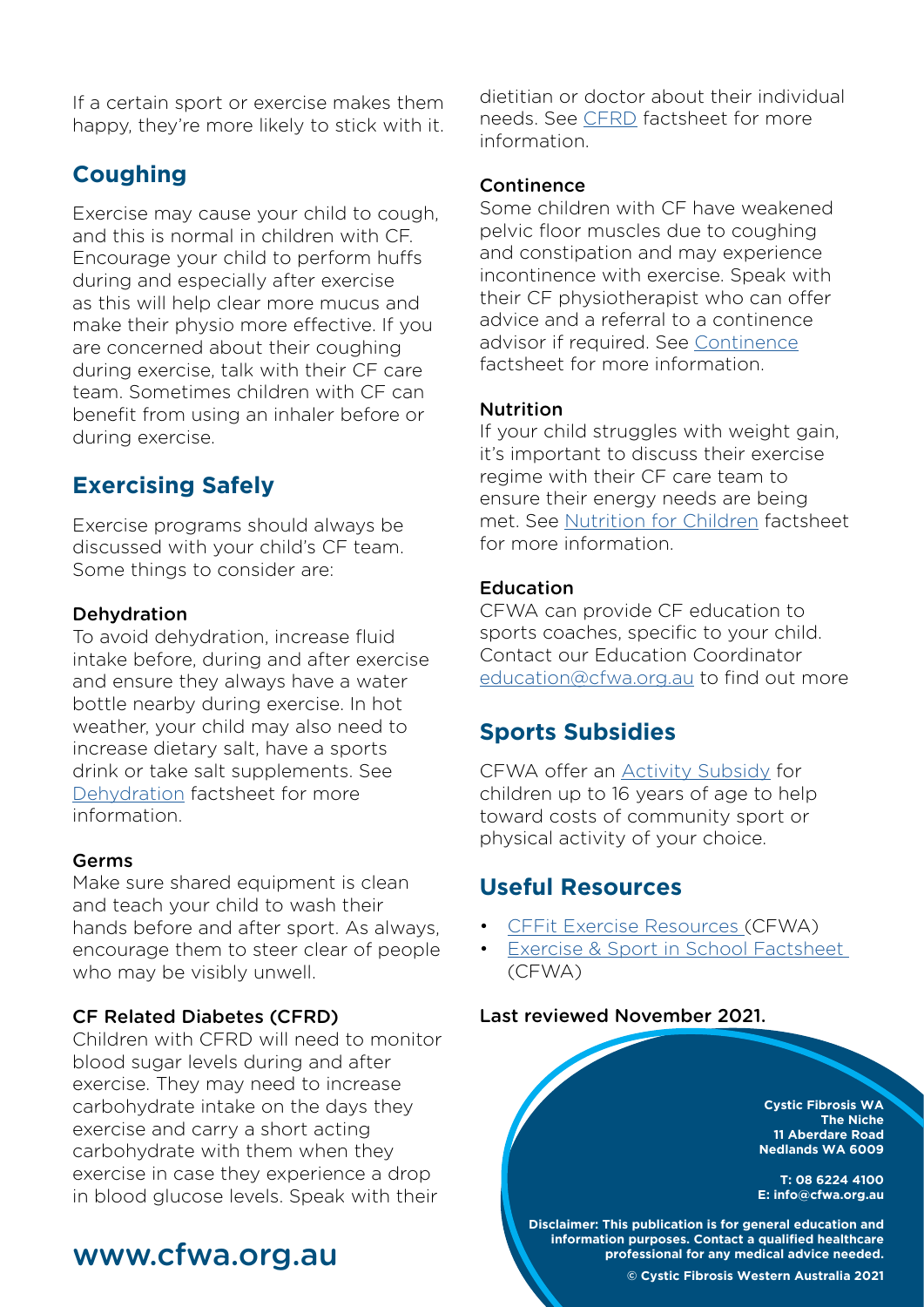If a certain sport or exercise makes them happy, they're more likely to stick with it.

## Coughing

Exercise may cause your child to cough, and this is normal in children with CF. Encourage your child to perform huffs during and especially after exercise as this will help clear more mucus and make their physio more effective. If you are concerned about their coughing during exercise, talk with their CF care team. Sometimes children with CF can benefit from using an inhaler before or during exercise.

## Exercising Safely

Exercise programs should always be discussed with your child's CF team. Some things to consider are:

### Dehydration

To avoid dehydration, increase fluid intake before, during and after exercise and ensure they always have a water bottle nearby during exercise. In hot weather, your child may also need to increase dietary salt, have a sports drink or take salt supplements. See Dehydration factsheet for more information.

### Germs

Make sure shared equipment is clean and teach your child to wash their hands before and after sport. As always, encourage them to steer clear of people who may be visibly unwell.

### CF Related Diabetes (CFRD)

Children with CFRD will need to monitor blood sugar levels during and after exercise. They may need to increase carbohydrate intake on the days they exercise and carry a short acting carbohydrate with them when they exercise in case they experience a drop in blood glucose levels. Speak with their dietitian or doctor about their individual needs. See CFRD factsheet for more information.

### Continence

Some children with CF have weakened pelvic floor muscles due to coughing and constipation and may experience incontinence with exercise. Speak with their CF physiotherapist who can offer advice and a referral to a continence advisor if required. See Continence factsheet for more information.

### Nutrition

If your child struggles with weight gain, it's important to discuss their exercise regime with their CF care team to ensure their energy needs are being met. See Nutrition for Children factsheet for more information.

### Education

CFWA can provide CF education to sports coaches, specific to your child. Contact our Education Coordinator education@cfwa.org.au to find out more

## Sports Subsidies

CFWA offer an Activity Subsidy for children up to 16 years of age to help toward costs of community sport or physical activity of your choice.

## Useful Resources

- CFFit Exercise Resources (CFWA)
- Exercise & Sport in School Factsheet (CFWA)

**Last reviewed November 2021.**

**Cystic Fibrosis WA**
**The Niche**
**11 Aberdare Road**
**Nedlands WA 6009**

**T: 08 6224 4100**
**E: info@cfwa.org.au**

**Disclaimer: This publication is for general education and information purposes. Contact a qualified healthcare professional for any medical advice needed.**

**© Cystic Fibrosis Western Australia 2021**

www.cfwa.org.au